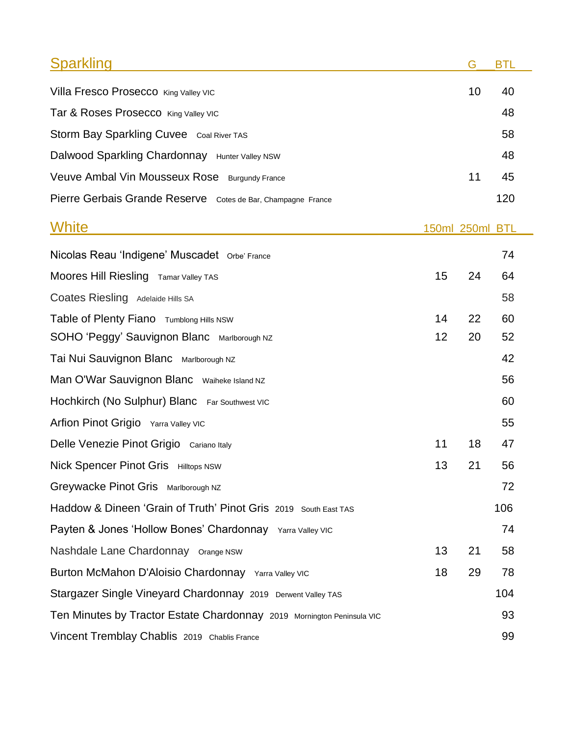## Sparkling

| Wine | Region | G | BTL |
|---|---|---|---|
| Villa Fresco Prosecco | King Valley VIC | 10 | 40 |
| Tar & Roses Prosecco | King Valley VIC | | 48 |
| Storm Bay Sparkling Cuvee | Coal River TAS | | 58 |
| Dalwood Sparkling Chardonnay | Hunter Valley NSW | | 48 |
| Veuve Ambal Vin Mousseux Rose | Burgundy France | 11 | 45 |
| Pierre Gerbais Grande Reserve | Cotes de Bar, Champagne France | | 120 |

## White

| Wine | Region | 150ml | 250ml | BTL |
|---|---|---|---|---|
| Nicolas Reau 'Indigene' Muscadet | Orbe' France | | | 74 |
| Moores Hill Riesling | Tamar Valley TAS | 15 | 24 | 64 |
| Coates Riesling | Adelaide Hills SA | | | 58 |
| Table of Plenty Fiano | Tumblong Hills NSW | 14 | 22 | 60 |
| SOHO 'Peggy' Sauvignon Blanc | Marlborough NZ | 12 | 20 | 52 |
| Tai Nui Sauvignon Blanc | Marlborough NZ | | | 42 |
| Man O'War Sauvignon Blanc | Waiheke Island NZ | | | 56 |
| Hochkirch (No Sulphur) Blanc | Far Southwest VIC | | | 60 |
| Arfion Pinot Grigio | Yarra Valley VIC | | | 55 |
| Delle Venezie Pinot Grigio | Cariano Italy | 11 | 18 | 47 |
| Nick Spencer Pinot Gris | Hilltops NSW | 13 | 21 | 56 |
| Greywacke Pinot Gris | Marlborough NZ | | | 72 |
| Haddow & Dineen 'Grain of Truth' Pinot Gris 2019 | South East TAS | | | 106 |
| Payten & Jones 'Hollow Bones' Chardonnay | Yarra Valley VIC | | | 74 |
| Nashdale Lane Chardonnay | Orange NSW | 13 | 21 | 58 |
| Burton McMahon D'Aloisio Chardonnay | Yarra Valley VIC | 18 | 29 | 78 |
| Stargazer Single Vineyard Chardonnay 2019 | Derwent Valley TAS | | | 104 |
| Ten Minutes by Tractor Estate Chardonnay 2019 | Mornington Peninsula VIC | | | 93 |
| Vincent Tremblay Chablis 2019 | Chablis France | | | 99 |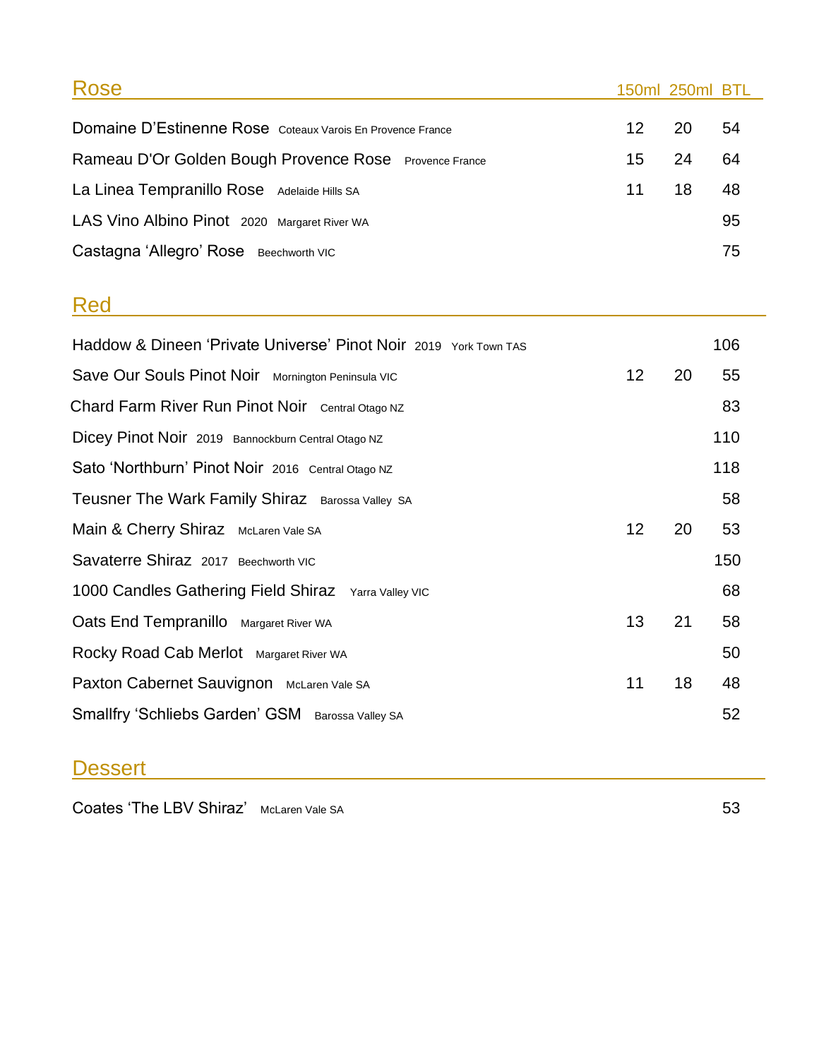## Rose

| | 150ml | 250ml | BTL |
|---|---|---|---|
| Domaine D'Estinenne Rose Coteaux Varois En Provence France | 12 | 20 | 54 |
| Rameau D'Or Golden Bough Provence Rose Provence France | 15 | 24 | 64 |
| La Linea Tempranillo Rose Adelaide Hills SA | 11 | 18 | 48 |
| LAS Vino Albino Pinot 2020 Margaret River WA | | | 95 |
| Castagna 'Allegro' Rose Beechworth VIC | | | 75 |

## Red

| | 150ml | 250ml | BTL |
|---|---|---|---|
| Haddow & Dineen 'Private Universe' Pinot Noir 2019 York Town TAS | | | 106 |
| Save Our Souls Pinot Noir Mornington Peninsula VIC | 12 | 20 | 55 |
| Chard Farm River Run Pinot Noir Central Otago NZ | | | 83 |
| Dicey Pinot Noir 2019 Bannockburn Central Otago NZ | | | 110 |
| Sato 'Northburn' Pinot Noir 2016 Central Otago NZ | | | 118 |
| Teusner The Wark Family Shiraz Barossa Valley SA | | | 58 |
| Main & Cherry Shiraz McLaren Vale SA | 12 | 20 | 53 |
| Savaterre Shiraz 2017 Beechworth VIC | | | 150 |
| 1000 Candles Gathering Field Shiraz Yarra Valley VIC | | | 68 |
| Oats End Tempranillo Margaret River WA | 13 | 21 | 58 |
| Rocky Road Cab Merlot Margaret River WA | | | 50 |
| Paxton Cabernet Sauvignon McLaren Vale SA | 11 | 18 | 48 |
| Smallfry 'Schliebs Garden' GSM Barossa Valley SA | | | 52 |

## Dessert

| | 150ml | 250ml | BTL |
|---|---|---|---|
| Coates 'The LBV Shiraz' McLaren Vale SA | | | 53 |